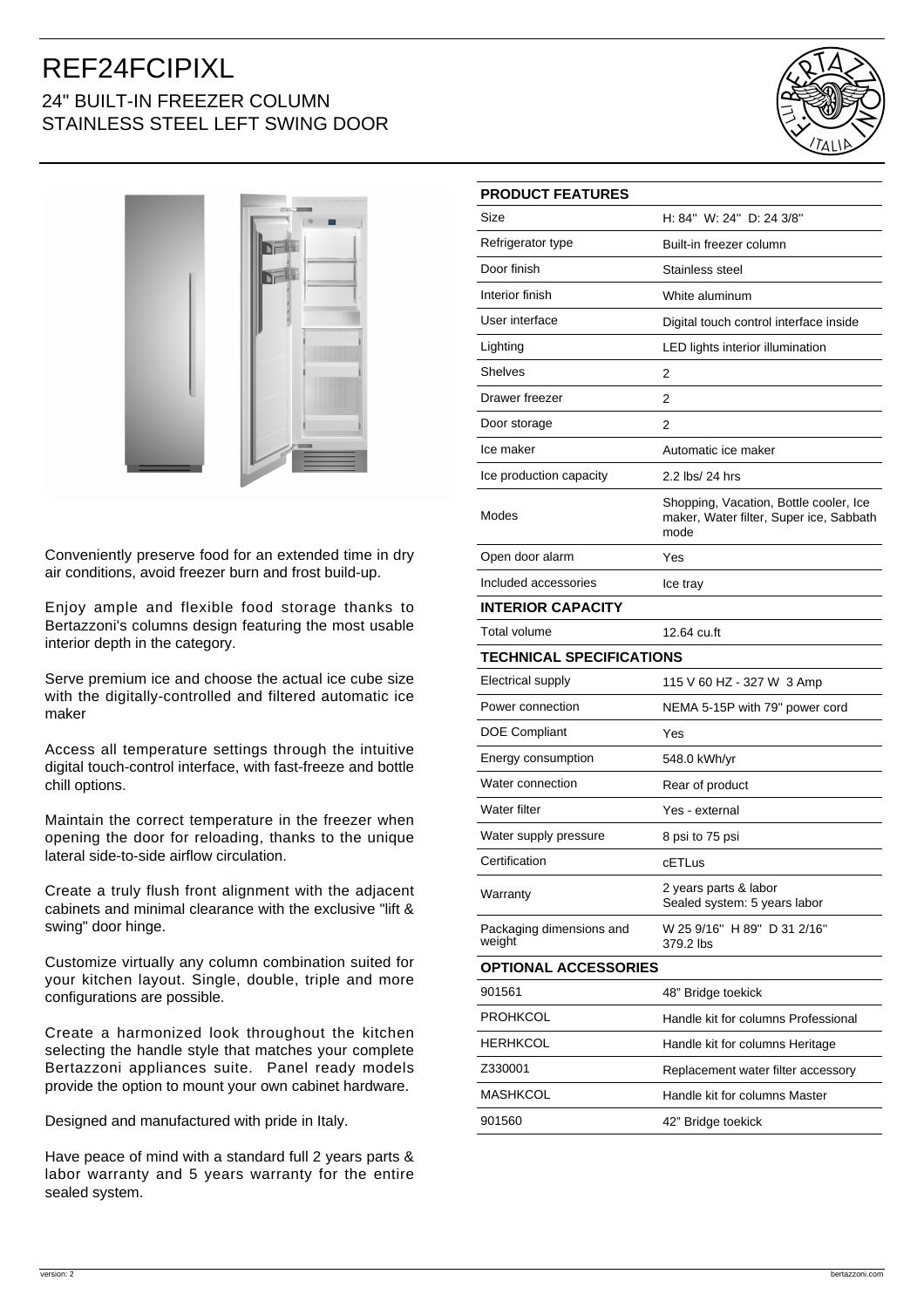# REF24FCIPIXL

## 24" BUILT-IN FREEZER COLUMN
## STAINLESS STEEL LEFT SWING DOOR

Conveniently preserve food for an extended time in dry air conditions, avoid freezer burn and frost build-up.

Enjoy ample and flexible food storage thanks to Bertazzoni's columns design featuring the most usable interior depth in the category.

Serve premium ice and choose the actual ice cube size with the digitally-controlled and filtered automatic ice maker

Access all temperature settings through the intuitive digital touch-control interface, with fast-freeze and bottle chill options.

Maintain the correct temperature in the freezer when opening the door for reloading, thanks to the unique lateral side-to-side airflow circulation.

Create a truly flush front alignment with the adjacent cabinets and minimal clearance with the exclusive "lift & swing" door hinge.

Customize virtually any column combination suited for your kitchen layout. Single, double, triple and more configurations are possible.

Create a harmonized look throughout the kitchen selecting the handle style that matches your complete Bertazzoni appliances suite. Panel ready models provide the option to mount your own cabinet hardware.

Designed and manufactured with pride in Italy.

Have peace of mind with a standard full 2 years parts & labor warranty and 5 years warranty for the entire sealed system.

| PRODUCT FEATURES | |
|---|---|
| Size | H: 84" W: 24" D: 24 3/8" |
| Refrigerator type | Built-in freezer column |
| Door finish | Stainless steel |
| Interior finish | White aluminum |
| User interface | Digital touch control interface inside |
| Lighting | LED lights interior illumination |
| Shelves | 2 |
| Drawer freezer | 2 |
| Door storage | 2 |
| Ice maker | Automatic ice maker |
| Ice production capacity | 2.2 lbs/ 24 hrs |
| Modes | Shopping, Vacation, Bottle cooler, Ice maker, Water filter, Super ice, Sabbath mode |
| Open door alarm | Yes |
| Included accessories | Ice tray |
| **INTERIOR CAPACITY** | |
| Total volume | 12.64 cu.ft |
| **TECHNICAL SPECIFICATIONS** | |
| Electrical supply | 115 V 60 HZ - 327 W 3 Amp |
| Power connection | NEMA 5-15P with 79" power cord |
| DOE Compliant | Yes |
| Energy consumption | 548.0 kWh/yr |
| Water connection | Rear of product |
| Water filter | Yes - external |
| Water supply pressure | 8 psi to 75 psi |
| Certification | cETLus |
| Warranty | 2 years parts & labor<br>Sealed system: 5 years labor |
| Packaging dimensions and weight | W 25 9/16" H 89" D 31 2/16"<br>379.2 lbs |
| **OPTIONAL ACCESSORIES** | |
| 901561 | 48" Bridge toekick |
| PROHKCOL | Handle kit for columns Professional |
| HERHKCOL | Handle kit for columns Heritage |
| Z330001 | Replacement water filter accessory |
| MASHKCOL | Handle kit for columns Master |
| 901560 | 42" Bridge toekick |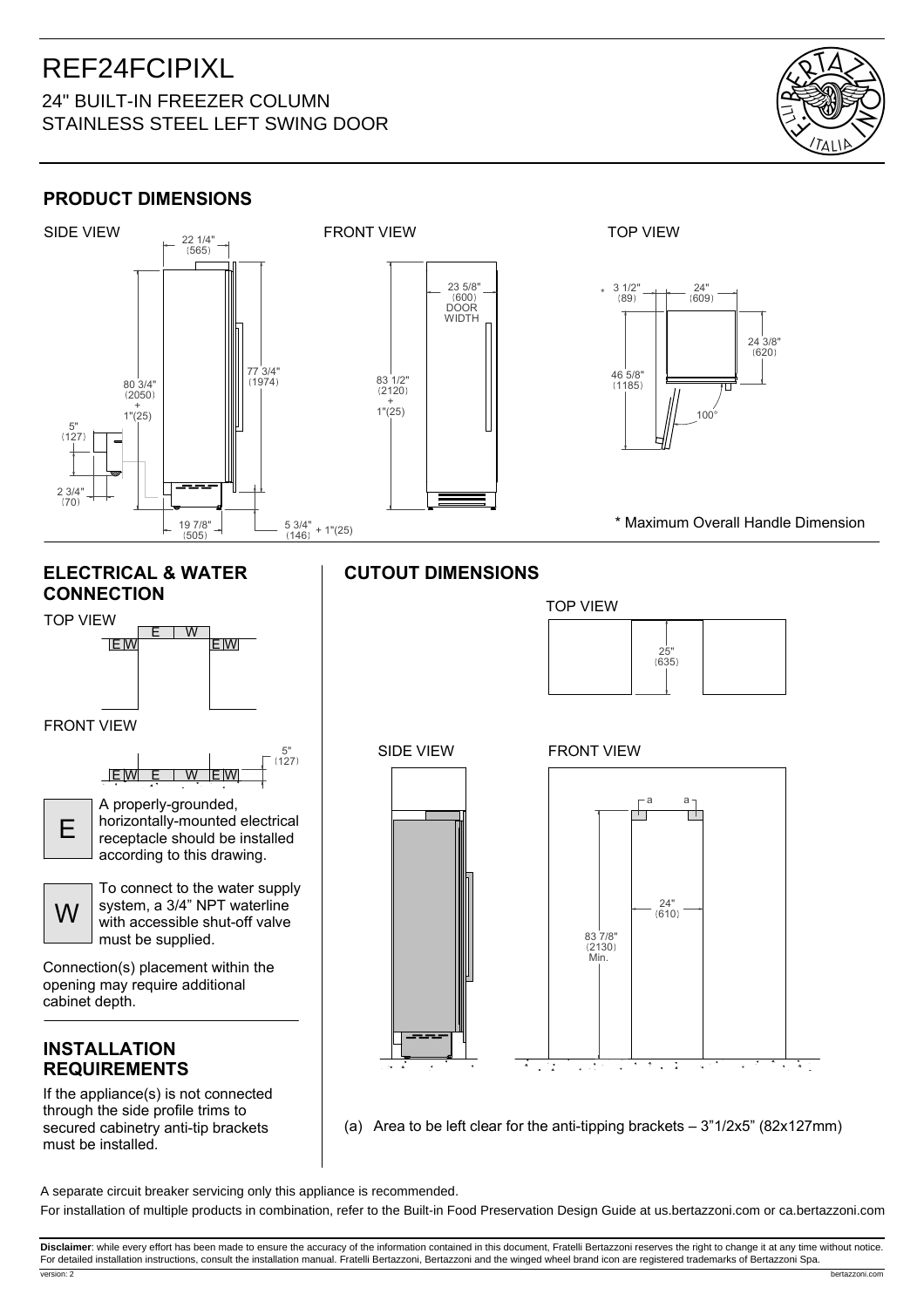# REF24FCIPIXL

24" BUILT-IN FREEZER COLUMN
STAINLESS STEEL LEFT SWING DOOR

## PRODUCT DIMENSIONS

SIDE VIEW

22 1/4" (565)

80 3/4" (2050) + 1"(25)

77 3/4" (1974)

5" (127)

2 3/4" (70)

19 7/8" (505)

5 3/4" (146) + 1"(25)

FRONT VIEW

23 5/8" (600) DOOR WIDTH

83 1/2" (2120) + 1"(25)

TOP VIEW

* 3 1/2" (89)

24" (609)

24 3/8" (620)

46 5/8" (1185)

100°

* Maximum Overall Handle Dimension

## ELECTRICAL & WATER CONNECTION

TOP VIEW

E W

E W E W

FRONT VIEW

E W E W E W

5" (127)

**E** A properly-grounded, horizontally-mounted electrical receptacle should be installed according to this drawing.

**W** To connect to the water supply system, a 3/4" NPT waterline with accessible shut-off valve must be supplied.

Connection(s) placement within the opening may require additional cabinet depth.

## INSTALLATION REQUIREMENTS

If the appliance(s) is not connected through the side profile trims to secured cabinetry anti-tip brackets must be installed.

## CUTOUT DIMENSIONS

TOP VIEW

25" (635)

SIDE VIEW

FRONT VIEW

a a

24" (610)

83 7/8" (2130) Min.

(a) Area to be left clear for the anti-tipping brackets – 3"1/2x5" (82x127mm)

A separate circuit breaker servicing only this appliance is recommended.

For installation of multiple products in combination, refer to the Built-in Food Preservation Design Guide at us.bertazzoni.com or ca.bertazzoni.com

**Disclaimer**: while every effort has been made to ensure the accuracy of the information contained in this document, Fratelli Bertazzoni reserves the right to change it at any time without notice. For detailed installation instructions, consult the installation manual. Fratelli Bertazzoni, Bertazzoni and the winged wheel brand icon are registered trademarks of Bertazzoni Spa.

version: 2

bertazzoni.com